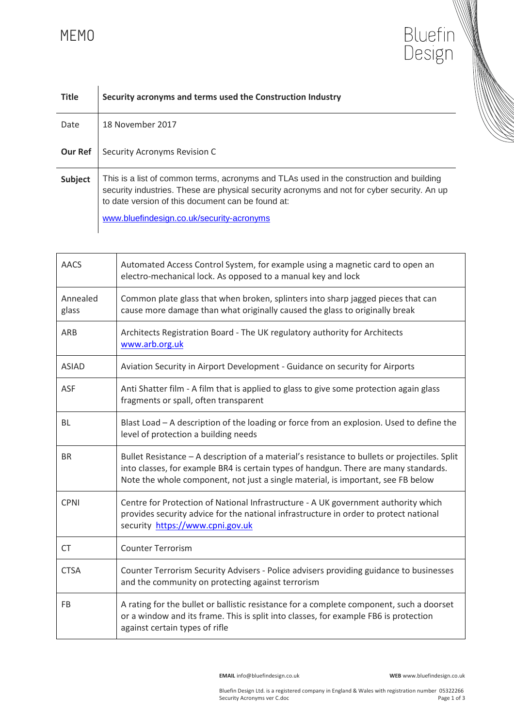# MEMO

Bluefin Design

| | |
|---|---|
| **Title** | **Security acronyms and terms used the Construction Industry** |
| Date | 18 November 2017 |
| **Our Ref** | Security Acronyms Revision C |
| **Subject** | This is a list of common terms, acronyms and TLAs used in the construction and building security industries. These are physical security acronyms and not for cyber security. An up to date version of this document can be found at: [www.bluefindesign.co.uk/security-acronyms](www.bluefindesign.co.uk/security-acronyms) |

| | |
|---|---|
| AACS | Automated Access Control System, for example using a magnetic card to open an electro-mechanical lock. As opposed to a manual key and lock |
| Annealed glass | Common plate glass that when broken, splinters into sharp jagged pieces that can cause more damage than what originally caused the glass to originally break |
| ARB | Architects Registration Board - The UK regulatory authority for Architects [www.arb.org.uk](www.arb.org.uk) |
| ASIAD | Aviation Security in Airport Development - Guidance on security for Airports |
| ASF | Anti Shatter film - A film that is applied to glass to give some protection again glass fragments or spall, often transparent |
| BL | Blast Load – A description of the loading or force from an explosion. Used to define the level of protection a building needs |
| BR | Bullet Resistance – A description of a material's resistance to bullets or projectiles. Split into classes, for example BR4 is certain types of handgun. There are many standards. Note the whole component, not just a single material, is important, see FB below |
| CPNI | Centre for Protection of National Infrastructure - A UK government authority which provides security advice for the national infrastructure in order to protect national security [https://www.cpni.gov.uk](https://www.cpni.gov.uk) |
| CT | Counter Terrorism |
| CTSA | Counter Terrorism Security Advisers - Police advisers providing guidance to businesses and the community on protecting against terrorism |
| FB | A rating for the bullet or ballistic resistance for a complete component, such a doorset or a window and its frame. This is split into classes, for example FB6 is protection against certain types of rifle |

**EMAIL** info@bluefindesign.co.uk **WEB** www.bluefindesign.co.uk

Bluefin Design Ltd. is a registered company in England & Wales with registration number 05322266
Security Acronyms ver C.doc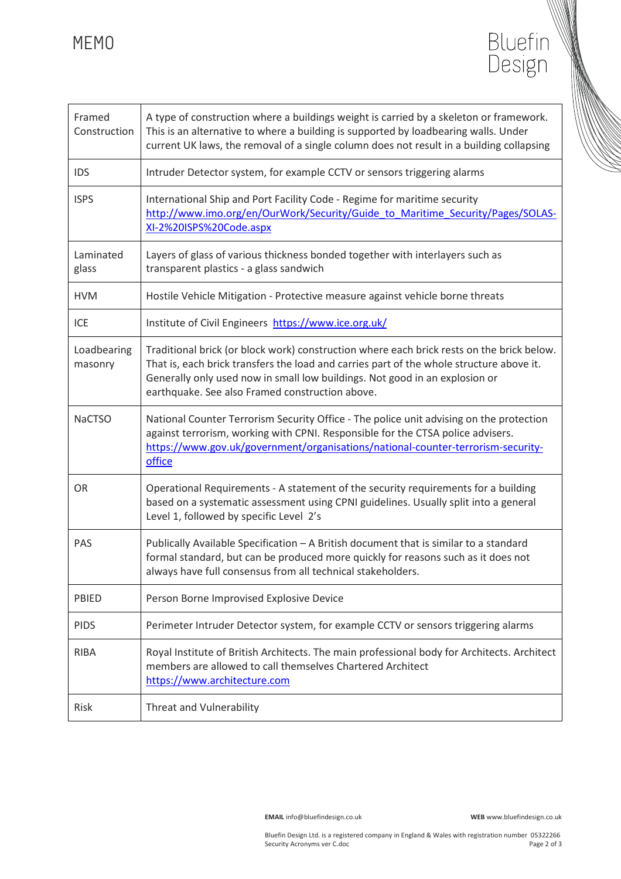| | |
|---|---|
| Framed Construction | A type of construction where a buildings weight is carried by a skeleton or framework. This is an alternative to where a building is supported by loadbearing walls. Under current UK laws, the removal of a single column does not result in a building collapsing |
| IDS | Intruder Detector system, for example CCTV or sensors triggering alarms |
| ISPS | International Ship and Port Facility Code - Regime for maritime security http://www.imo.org/en/OurWork/Security/Guide_to_Maritime_Security/Pages/SOLAS-XI-2%20ISPS%20Code.aspx |
| Laminated glass | Layers of glass of various thickness bonded together with interlayers such as transparent plastics - a glass sandwich |
| HVM | Hostile Vehicle Mitigation - Protective measure against vehicle borne threats |
| ICE | Institute of Civil Engineers https://www.ice.org.uk/ |
| Loadbearing masonry | Traditional brick (or block work) construction where each brick rests on the brick below. That is, each brick transfers the load and carries part of the whole structure above it. Generally only used now in small low buildings. Not good in an explosion or earthquake. See also Framed construction above. |
| NaCTSO | National Counter Terrorism Security Office - The police unit advising on the protection against terrorism, working with CPNI. Responsible for the CTSA police advisers. https://www.gov.uk/government/organisations/national-counter-terrorism-security-office |
| OR | Operational Requirements - A statement of the security requirements for a building based on a systematic assessment using CPNI guidelines. Usually split into a general Level 1, followed by specific Level 2's |
| PAS | Publically Available Specification – A British document that is similar to a standard formal standard, but can be produced more quickly for reasons such as it does not always have full consensus from all technical stakeholders. |
| PBIED | Person Borne Improvised Explosive Device |
| PIDS | Perimeter Intruder Detector system, for example CCTV or sensors triggering alarms |
| RIBA | Royal Institute of British Architects. The main professional body for Architects. Architect members are allowed to call themselves Chartered Architect https://www.architecture.com |
| Risk | Threat and Vulnerability |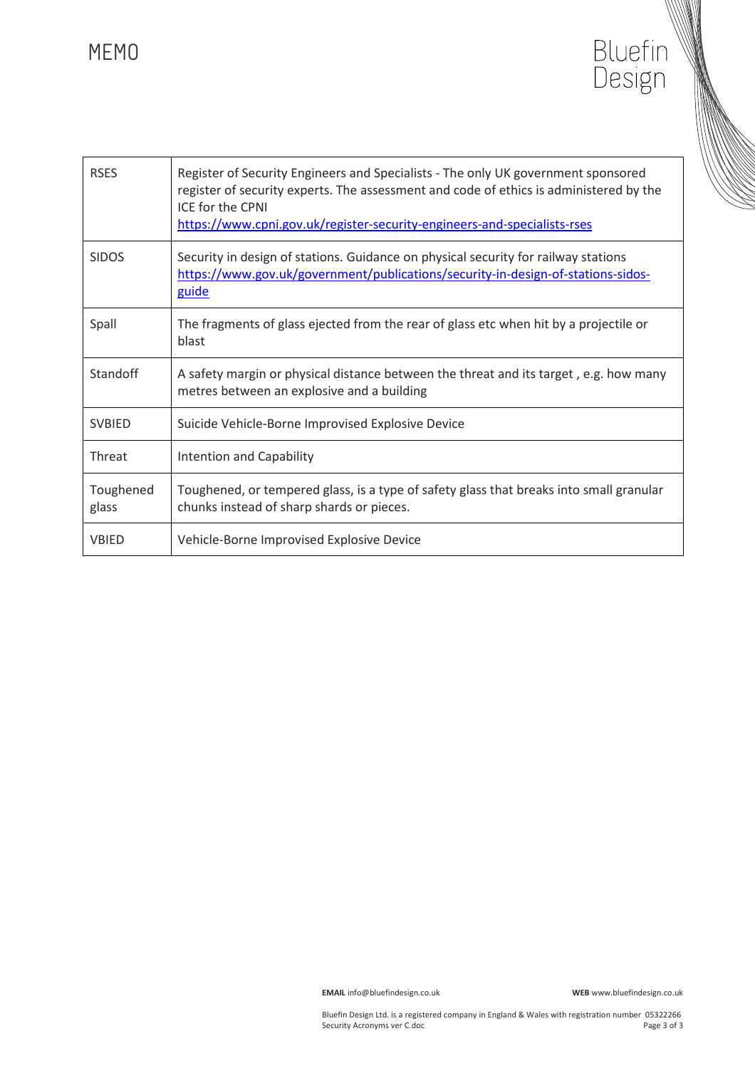| | |
|---|---|
| RSES | Register of Security Engineers and Specialists - The only UK government sponsored register of security experts. The assessment and code of ethics is administered by the ICE for the CPNI https://www.cpni.gov.uk/register-security-engineers-and-specialists-rses |
| SIDOS | Security in design of stations. Guidance on physical security for railway stations https://www.gov.uk/government/publications/security-in-design-of-stations-sidos-guide |
| Spall | The fragments of glass ejected from the rear of glass etc when hit by a projectile or blast |
| Standoff | A safety margin or physical distance between the threat and its target , e.g. how many metres between an explosive and a building |
| SVBIED | Suicide Vehicle-Borne Improvised Explosive Device |
| Threat | Intention and Capability |
| Toughened glass | Toughened, or tempered glass, is a type of safety glass that breaks into small granular chunks instead of sharp shards or pieces. |
| VBIED | Vehicle-Borne Improvised Explosive Device |